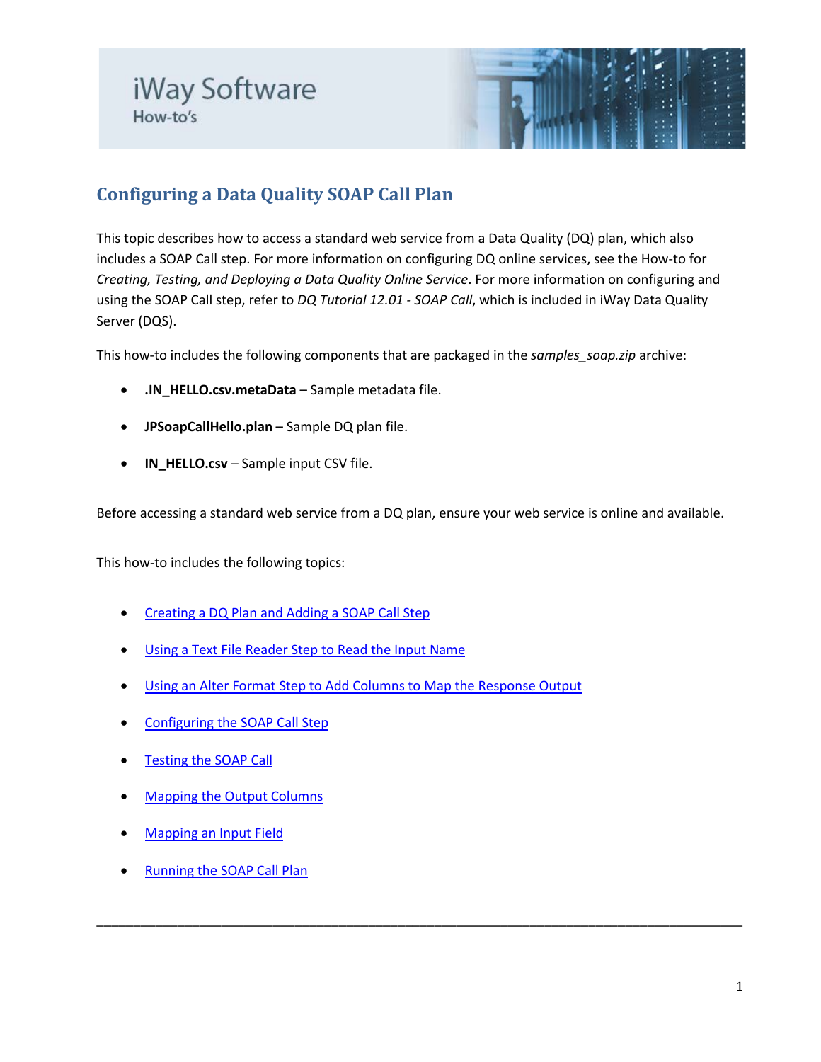# Configuring a Data Quality SOAP Call Plan

This topic describes how to access a standard web service from a Data Quality (DQ) plan, which also includes a SOAP Call step. For more information on configuring DQ online services, see the How-to for *Creating, Testing, and Deploying a Data Quality Online Service*. For more information on configuring and using the SOAP Call step, refer to *DQ Tutorial 12.01 - SOAP Call*, which is included in iWay Data Quality Server (DQS).

This how-to includes the following components that are packaged in the *samples_soap.zip* archive:

- **.IN_HELLO.csv.metaData** – Sample metadata file.
- **JPSoapCallHello.plan** – Sample DQ plan file.
- **IN_HELLO.csv** – Sample input CSV file.

Before accessing a standard web service from a DQ plan, ensure your web service is online and available.

This how-to includes the following topics:

- Creating a DQ Plan and Adding a SOAP Call Step
- Using a Text File Reader Step to Read the Input Name
- Using an Alter Format Step to Add Columns to Map the Response Output
- Configuring the SOAP Call Step
- Testing the SOAP Call
- Mapping the Output Columns
- Mapping an Input Field
- Running the SOAP Call Plan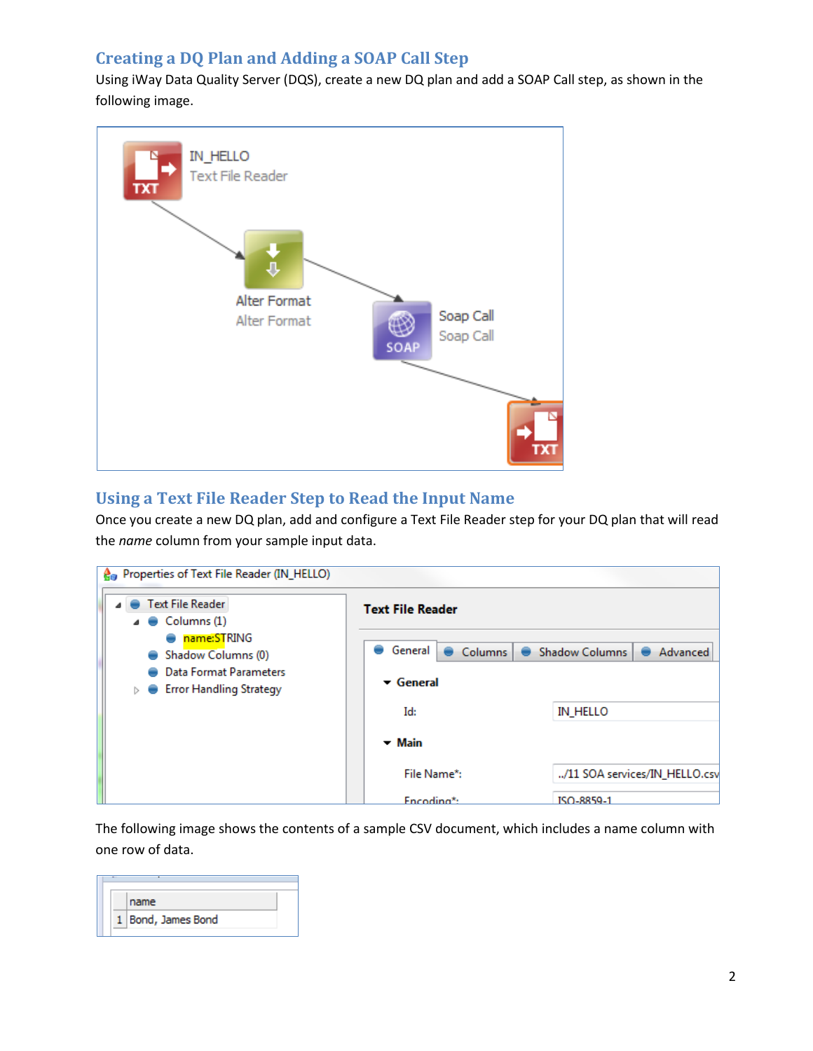## Creating a DQ Plan and Adding a SOAP Call Step

Using iWay Data Quality Server (DQS), create a new DQ plan and add a SOAP Call step, as shown in the following image.

## Using a Text File Reader Step to Read the Input Name

Once you create a new DQ plan, add and configure a Text File Reader step for your DQ plan that will read the *name* column from your sample input data.

The following image shows the contents of a sample CSV document, which includes a name column with one row of data.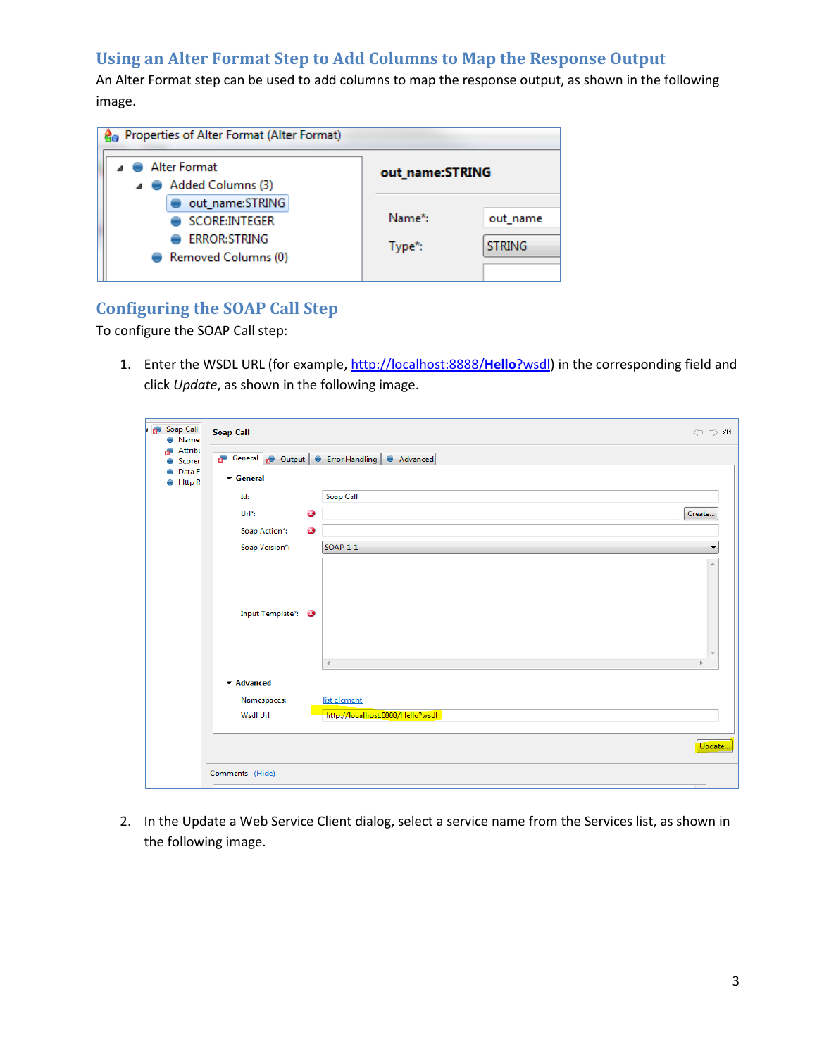## Using an Alter Format Step to Add Columns to Map the Response Output

An Alter Format step can be used to add columns to map the response output, as shown in the following image.

## Configuring the SOAP Call Step

To configure the SOAP Call step:

1. Enter the WSDL URL (for example, http://localhost:8888/**Hello**?wsdl) in the corresponding field and click *Update*, as shown in the following image.

2. In the Update a Web Service Client dialog, select a service name from the Services list, as shown in the following image.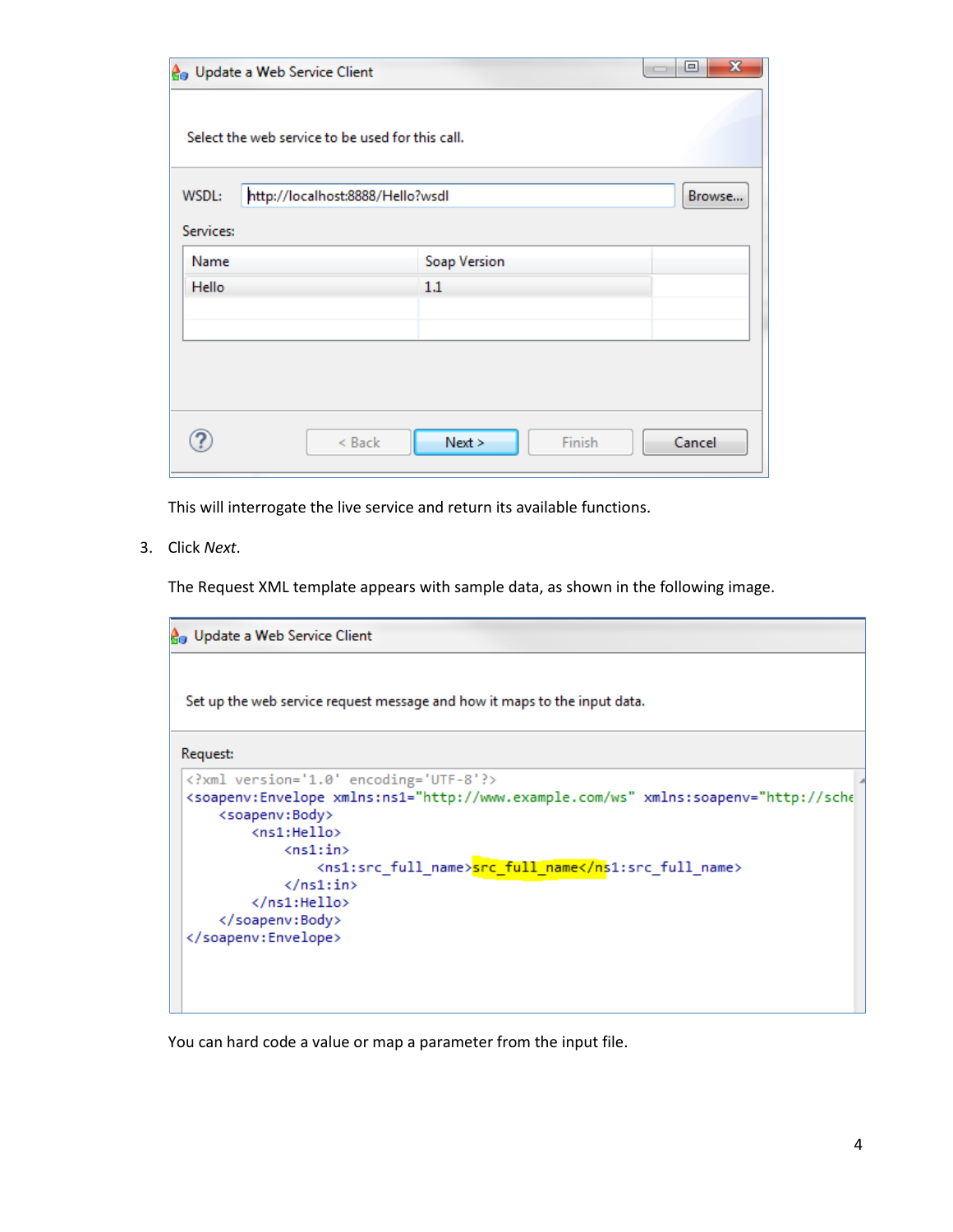This will interrogate the live service and return its available functions.

3. Click *Next*.

   The Request XML template appears with sample data, as shown in the following image.

   You can hard code a value or map a parameter from the input file.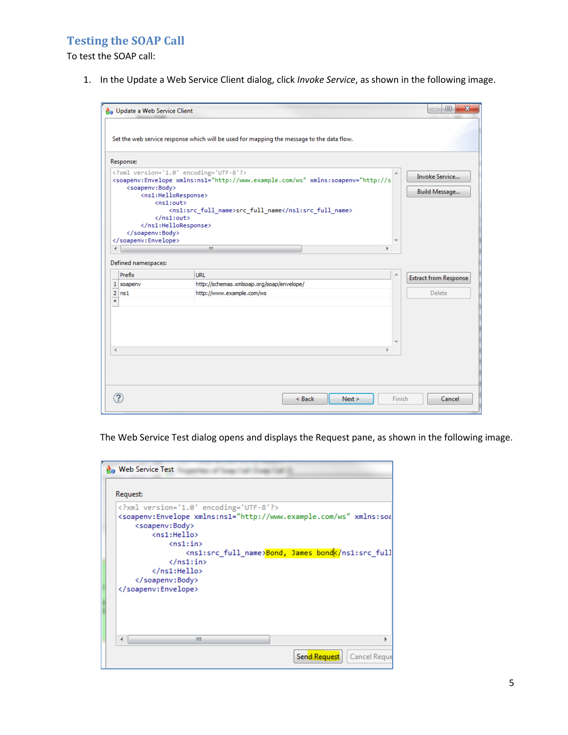## Testing the SOAP Call

To test the SOAP call:

1. In the Update a Web Service Client dialog, click *Invoke Service*, as shown in the following image.

The Web Service Test dialog opens and displays the Request pane, as shown in the following image.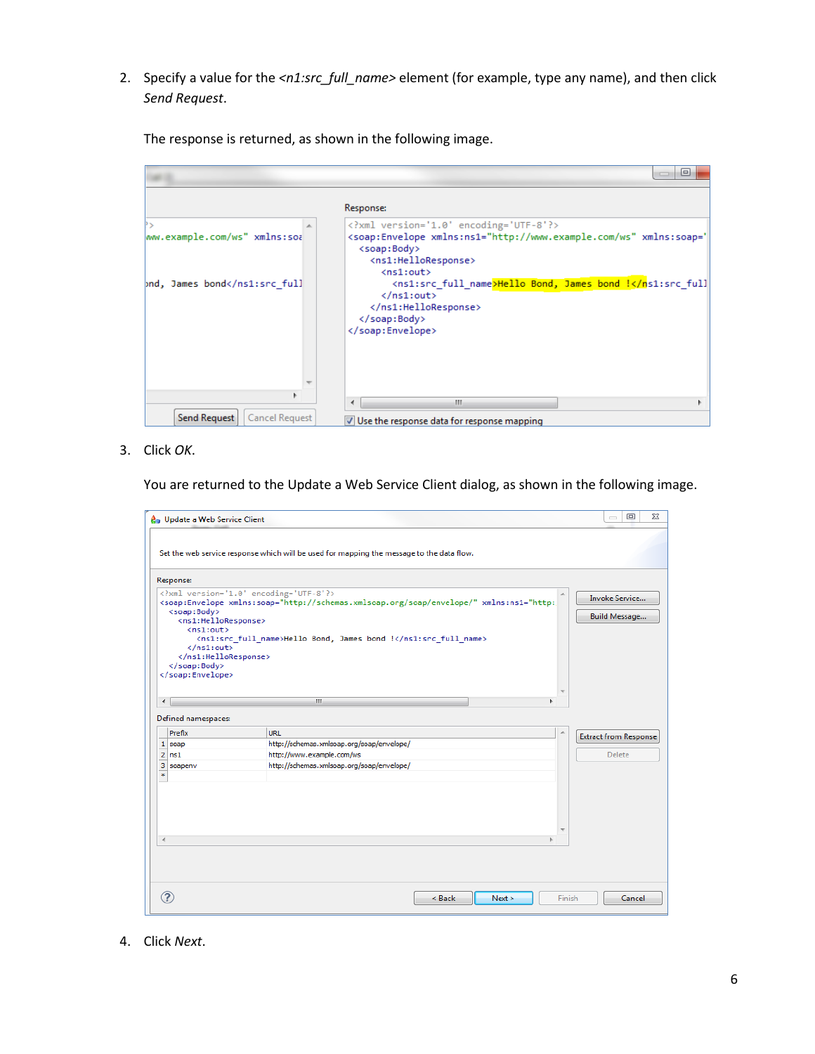2. Specify a value for the *<n1:src_full_name>* element (for example, type any name), and then click *Send Request*.

   The response is returned, as shown in the following image.

3. Click *OK*.

   You are returned to the Update a Web Service Client dialog, as shown in the following image.

4. Click *Next*.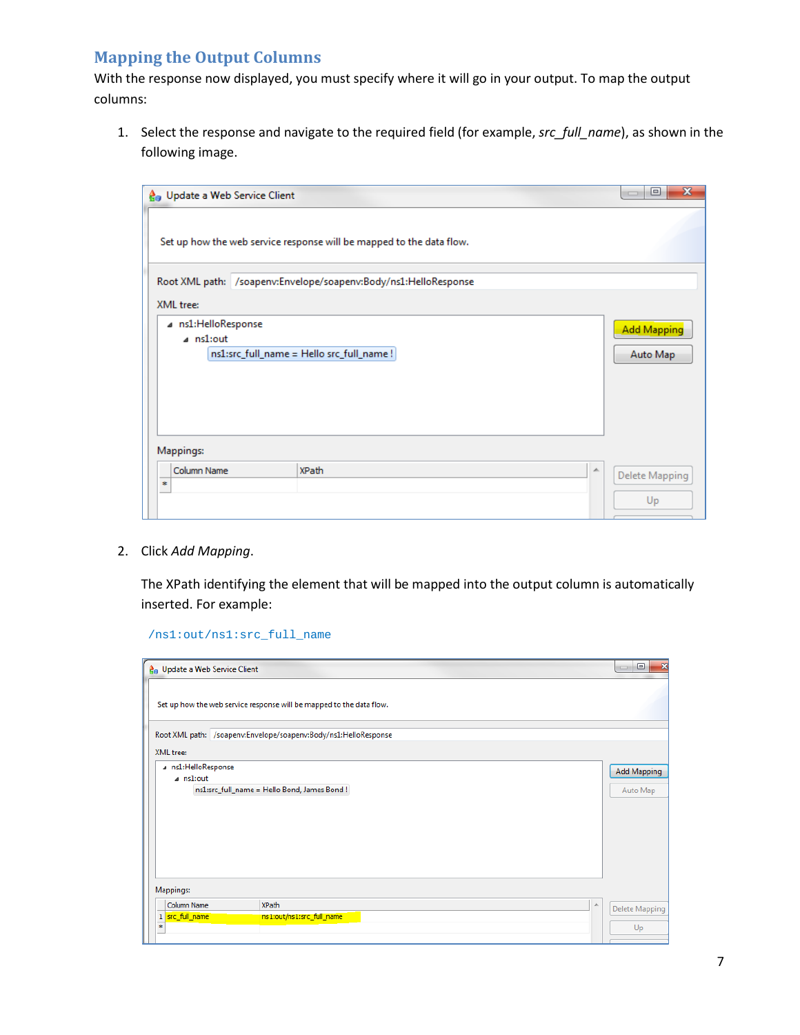## Mapping the Output Columns

With the response now displayed, you must specify where it will go in your output. To map the output columns:

1. Select the response and navigate to the required field (for example, *src_full_name*), as shown in the following image.

2. Click *Add Mapping*.

   The XPath identifying the element that will be mapped into the output column is automatically inserted. For example:

   ```
   /ns1:out/ns1:src_full_name
   ```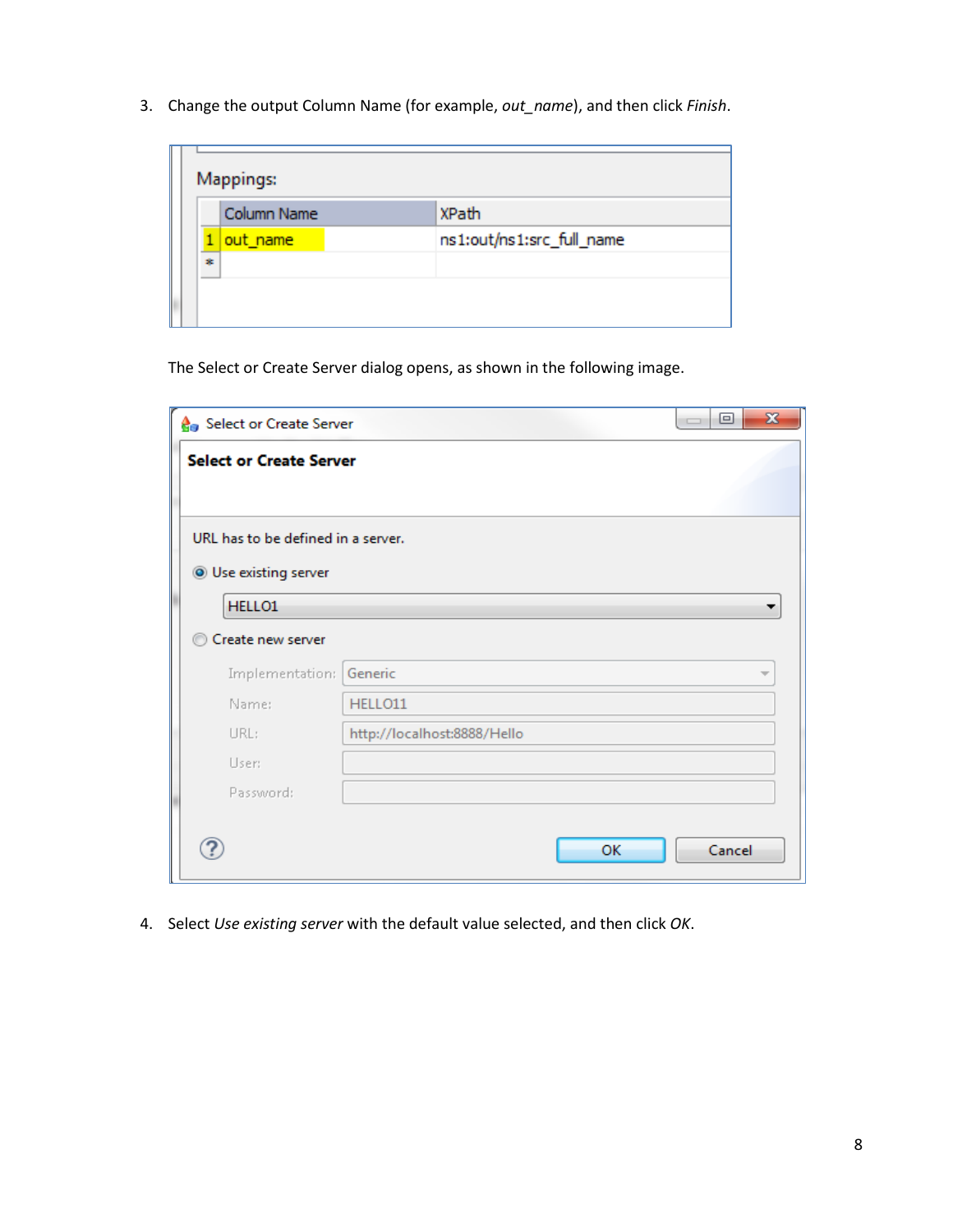3. Change the output Column Name (for example, *out_name*), and then click *Finish*.

   The Select or Create Server dialog opens, as shown in the following image.

4. Select *Use existing server* with the default value selected, and then click *OK*.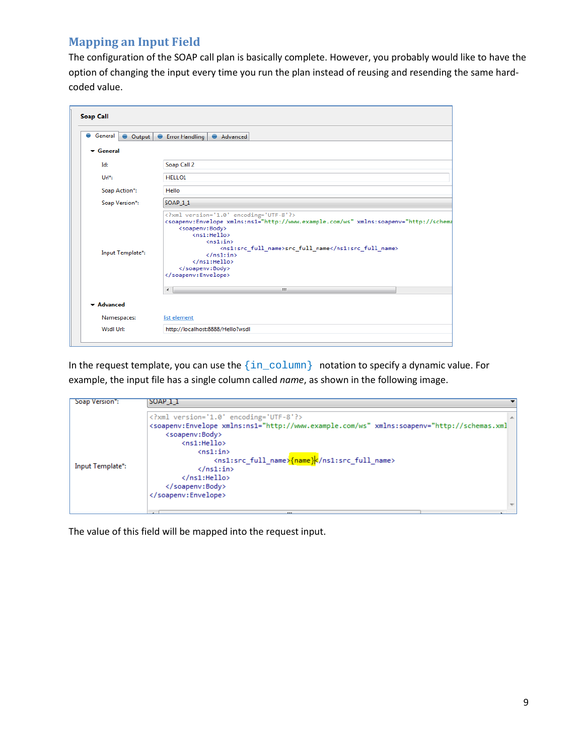## Mapping an Input Field

The configuration of the SOAP call plan is basically complete. However, you probably would like to have the option of changing the input every time you run the plan instead of reusing and resending the same hard-coded value.

In the request template, you can use the `{in_column}` notation to specify a dynamic value. For example, the input file has a single column called *name*, as shown in the following image.

The value of this field will be mapped into the request input.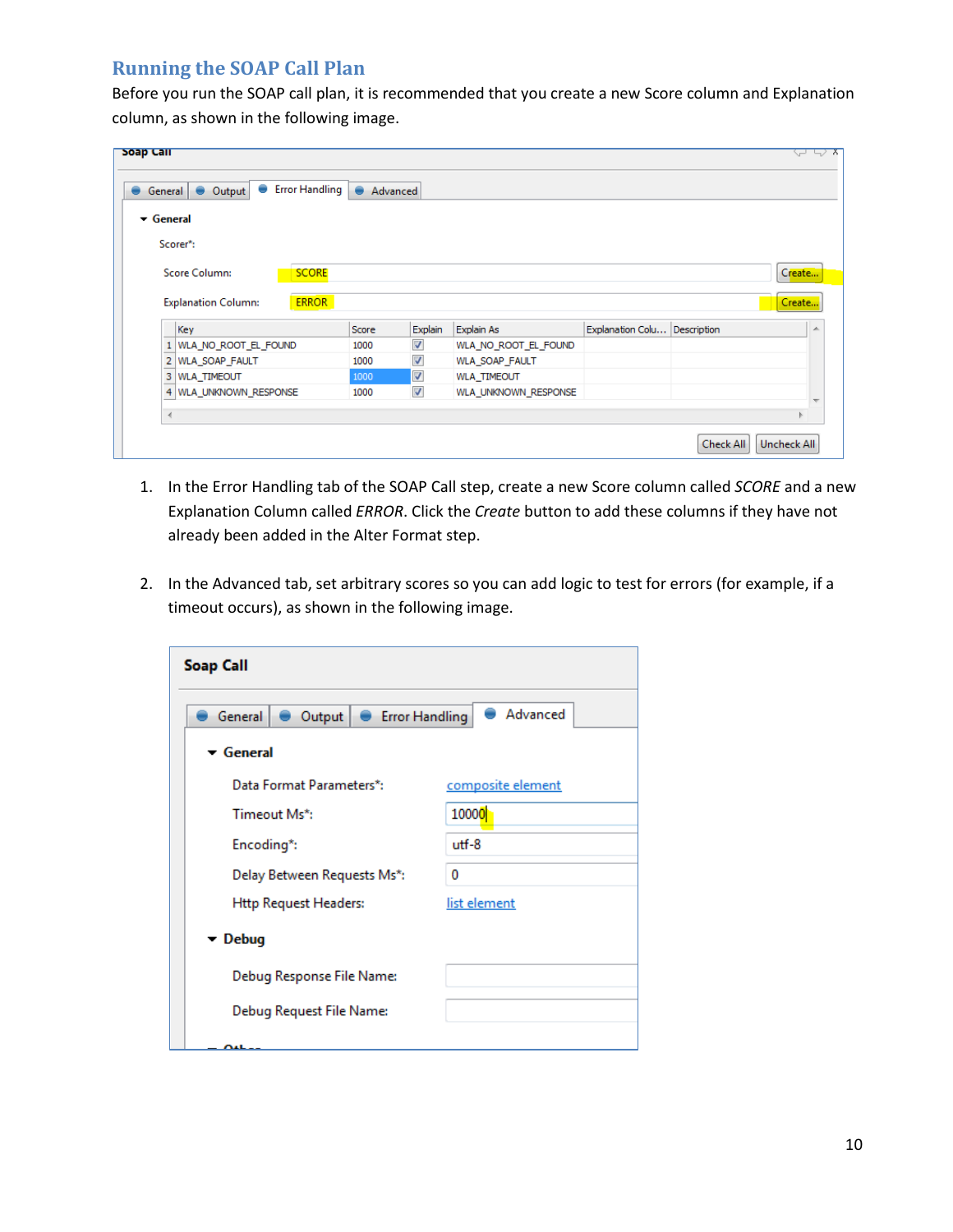## Running the SOAP Call Plan

Before you run the SOAP call plan, it is recommended that you create a new Score column and Explanation column, as shown in the following image.

1. In the Error Handling tab of the SOAP Call step, create a new Score column called *SCORE* and a new Explanation Column called *ERROR*. Click the *Create* button to add these columns if they have not already been added in the Alter Format step.

2. In the Advanced tab, set arbitrary scores so you can add logic to test for errors (for example, if a timeout occurs), as shown in the following image.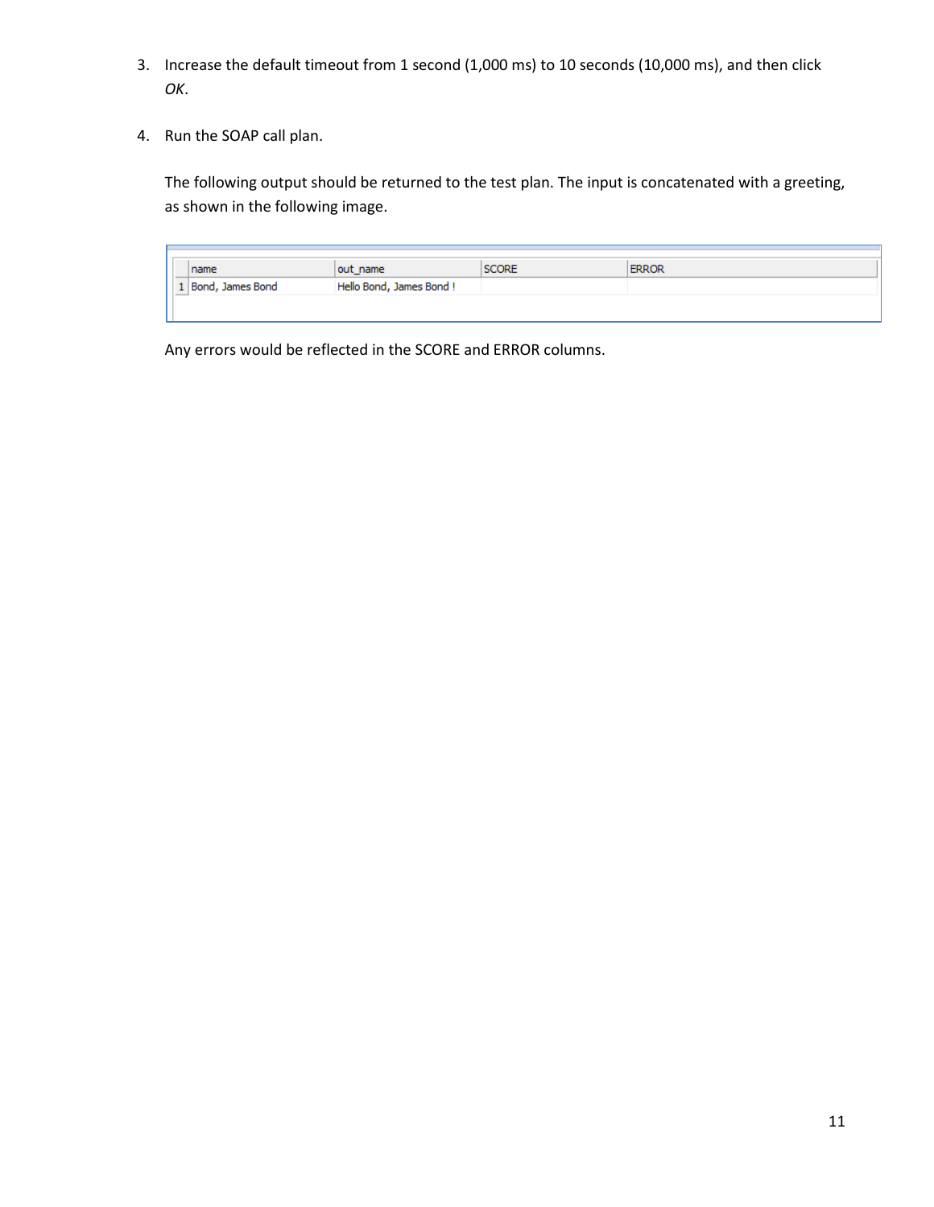3. Increase the default timeout from 1 second (1,000 ms) to 10 seconds (10,000 ms), and then click *OK*.

4. Run the SOAP call plan.

   The following output should be returned to the test plan. The input is concatenated with a greeting, as shown in the following image.

|   | name | out_name | SCORE | ERROR |
|---|---|---|---|---|
| 1 | Bond, James Bond | Hello Bond, James Bond ! | | |

   Any errors would be reflected in the SCORE and ERROR columns.